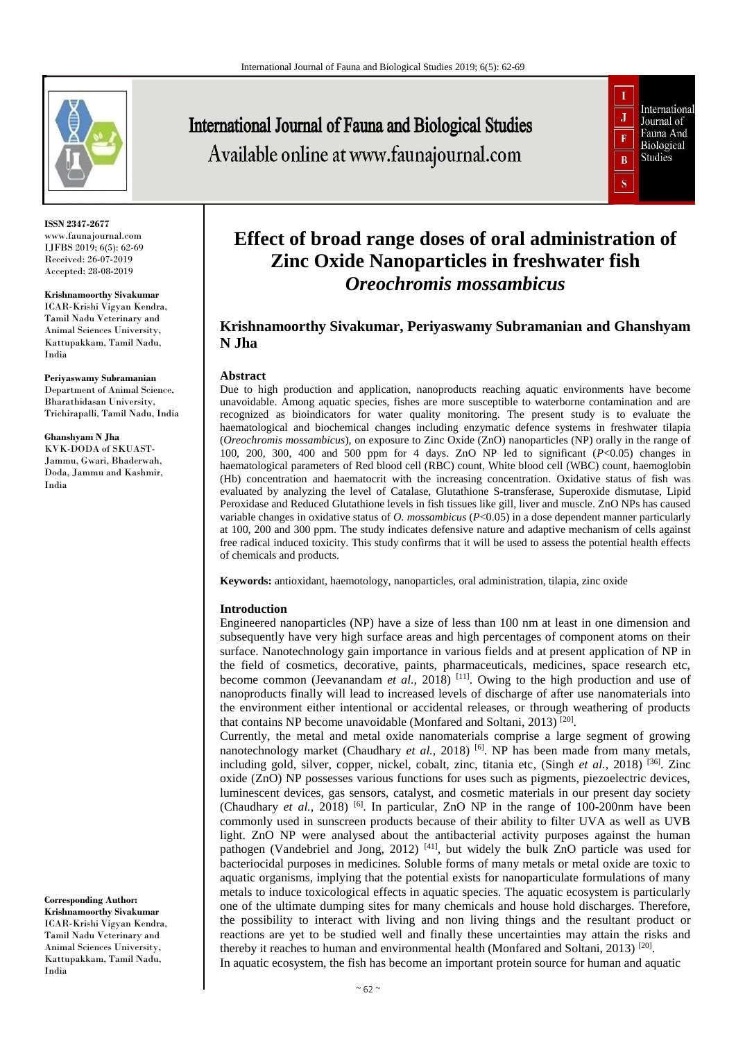# Effect of broad range doses of oral administration of Zinc Oxide Nanoparticles in freshwater fish *Oreochromis mossambicus*

**Krishnamoorthy Sivakumar, Periyaswamy Subramanian and Ghanshyam N Jha**

**ISSN 2347-2677**
www.faunajournal.com
IJFBS 2019; 6(5): 62-69
Received: 26-07-2019
Accepted: 28-08-2019

**Krishnamoorthy Sivakumar**
ICAR-Krishi Vigyan Kendra, Tamil Nadu Veterinary and Animal Sciences University, Kattupakkam, Tamil Nadu, India

**Periyaswamy Subramanian**
Department of Animal Science, Bharathidasan University, Trichirapalli, Tamil Nadu, India

**Ghanshyam N Jha**
KVK-DODA of SKUAST-Jammu, Gwari, Bhaderwah, Doda, Jammu and Kashmir, India

**Corresponding Author:**
**Krishnamoorthy Sivakumar**
ICAR-Krishi Vigyan Kendra, Tamil Nadu Veterinary and Animal Sciences University, Kattupakkam, Tamil Nadu, India

## Abstract

Due to high production and application, nanoproducts reaching aquatic environments have become unavoidable. Among aquatic species, fishes are more susceptible to waterborne contamination and are recognized as bioindicators for water quality monitoring. The present study is to evaluate the haematological and biochemical changes including enzymatic defence systems in freshwater tilapia (*Oreochromis mossambicus*), on exposure to Zinc Oxide (ZnO) nanoparticles (NP) orally in the range of 100, 200, 300, 400 and 500 ppm for 4 days. ZnO NP led to significant ($P<0.05$) changes in haematological parameters of Red blood cell (RBC) count, White blood cell (WBC) count, haemoglobin (Hb) concentration and haematocrit with the increasing concentration. Oxidative status of fish was evaluated by analyzing the level of Catalase, Glutathione S-transferase, Superoxide dismutase, Lipid Peroxidase and Reduced Glutathione levels in fish tissues like gill, liver and muscle. ZnO NPs has caused variable changes in oxidative status of *O. mossambicus* ($P<0.05$) in a dose dependent manner particularly at 100, 200 and 300 ppm. The study indicates defensive nature and adaptive mechanism of cells against free radical induced toxicity. This study confirms that it will be used to assess the potential health effects of chemicals and products.

**Keywords:** antioxidant, haemotology, nanoparticles, oral administration, tilapia, zinc oxide

## Introduction

Engineered nanoparticles (NP) have a size of less than 100 nm at least in one dimension and subsequently have very high surface areas and high percentages of component atoms on their surface. Nanotechnology gain importance in various fields and at present application of NP in the field of cosmetics, decorative, paints, pharmaceuticals, medicines, space research etc, become common (Jeevanandam *et al.,* 2018) [11]. Owing to the high production and use of nanoproducts finally will lead to increased levels of discharge of after use nanomaterials into the environment either intentional or accidental releases, or through weathering of products that contains NP become unavoidable (Monfared and Soltani, 2013) [20].

Currently, the metal and metal oxide nanomaterials comprise a large segment of growing nanotechnology market (Chaudhary *et al.,* 2018) [6]. NP has been made from many metals, including gold, silver, copper, nickel, cobalt, zinc, titania etc, (Singh *et al.,* 2018) [36]. Zinc oxide (ZnO) NP possesses various functions for uses such as pigments, piezoelectric devices, luminescent devices, gas sensors, catalyst, and cosmetic materials in our present day society (Chaudhary *et al.,* 2018) [6]. In particular, ZnO NP in the range of 100-200nm have been commonly used in sunscreen products because of their ability to filter UVA as well as UVB light. ZnO NP were analysed about the antibacterial activity purposes against the human pathogen (Vandebriel and Jong, 2012) [41], but widely the bulk ZnO particle was used for bacteriocidal purposes in medicines. Soluble forms of many metals or metal oxide are toxic to aquatic organisms, implying that the potential exists for nanoparticulate formulations of many metals to induce toxicological effects in aquatic species. The aquatic ecosystem is particularly one of the ultimate dumping sites for many chemicals and house hold discharges. Therefore, the possibility to interact with living and non living things and the resultant product or reactions are yet to be studied well and finally these uncertainties may attain the risks and thereby it reaches to human and environmental health (Monfared and Soltani, 2013) [20].

In aquatic ecosystem, the fish has become an important protein source for human and aquatic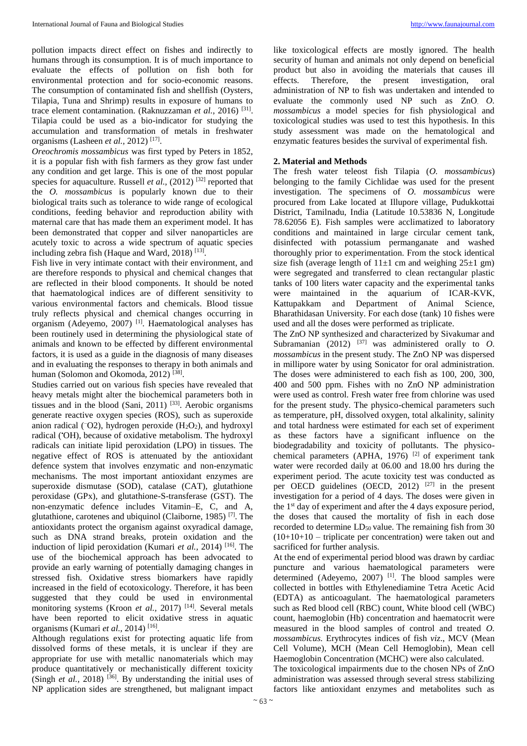pollution impacts direct effect on fishes and indirectly to humans through its consumption. It is of much importance to evaluate the effects of pollution on fish both for environmental protection and for socio-economic reasons. The consumption of contaminated fish and shellfish (Oysters, Tilapia, Tuna and Shrimp) results in exposure of humans to trace element contamination. (Raknuzzaman *et al.*, 2016) [31]. Tilapia could be used as a bio-indicator for studying the accumulation and transformation of metals in freshwater organisms (Lasheen *et al.*, 2012) [17].

*Oreochromis mossambicus* was first typed by Peters in 1852, it is a popular fish with fish farmers as they grow fast under any condition and get large. This is one of the most popular species for aquaculture. Russell *et al.*, (2012) [32] reported that the *O. mossambicus* is popularly known due to their biological traits such as tolerance to wide range of ecological conditions, feeding behavior and reproduction ability with maternal care that has made them an experiment model. It has been demonstrated that copper and silver nanoparticles are acutely toxic to across a wide spectrum of aquatic species including zebra fish (Haque and Ward, 2018) [13].

Fish live in very intimate contact with their environment, and are therefore responds to physical and chemical changes that are reflected in their blood components. It should be noted that haematological indices are of different sensitivity to various environmental factors and chemicals. Blood tissue truly reflects physical and chemical changes occurring in organism (Adeyemo, 2007) [1]. Haematological analyses has been routinely used in determining the physiological state of animals and known to be effected by different environmental factors, it is used as a guide in the diagnosis of many diseases and in evaluating the responses to therapy in both animals and human (Solomon and Okomoda, 2012) [38].

Studies carried out on various fish species have revealed that heavy metals might alter the biochemical parameters both in tissues and in the blood (Sani, 2011) [33]. Aerobic organisms generate reactive oxygen species (ROS), such as superoxide anion radical ($^{-}O2$), hydrogen peroxide ($H_2O_2$), and hydroxyl radical ($^{\bullet}OH$), because of oxidative metabolism. The hydroxyl radicals can initiate lipid peroxidation (LPO) in tissues. The negative effect of ROS is attenuated by the antioxidant defence system that involves enzymatic and non-enzymatic mechanisms. The most important antioxidant enzymes are superoxide dismutase (SOD), catalase (CAT), glutathione peroxidase (GPx), and glutathione-S-transferase (GST). The non-enzymatic defence includes Vitamin–E, C, and A, glutathione, carotenes and ubiquinol (Claiborne, 1985) [7]. The antioxidants protect the organism against oxyradical damage, such as DNA strand breaks, protein oxidation and the induction of lipid peroxidation (Kumari *et al.*, 2014) [16]. The use of the biochemical approach has been advocated to provide an early warning of potentially damaging changes in stressed fish. Oxidative stress biomarkers have rapidly increased in the field of ecotoxicology. Therefore, it has been suggested that they could be used in environmental monitoring systems (Kroon *et al.*, 2017) [14]. Several metals have been reported to elicit oxidative stress in aquatic organisms (Kumari *et al.*, 2014) [16].

Although regulations exist for protecting aquatic life from dissolved forms of these metals, it is unclear if they are appropriate for use with metallic nanomaterials which may produce quantitatively or mechanistically different toxicity (Singh *et al.*, 2018) [36]. By understanding the initial uses of NP application sides are strengthened, but malignant impact like toxicological effects are mostly ignored. The health security of human and animals not only depend on beneficial product but also in avoiding the materials that causes ill effects. Therefore, the present investigation, oral administration of NP to fish was undertaken and intended to evaluate the commonly used NP such as ZnO. *O. mossambicus* a model species for fish physiological and toxicological studies was used to test this hypothesis. In this study assessment was made on the hematological and enzymatic features besides the survival of experimental fish.

## 2. Material and Methods

The fresh water teleost fish Tilapia (*O. mossambicus*) belonging to the family Cichlidae was used for the present investigation. The specimens of *O. mossambicus* were procured from Lake located at Illupore village, Pudukkottai District, Tamilnadu, India (Latitude 10.53836 N, Longitude 78.62056 E). Fish samples were acclimatized to laboratory conditions and maintained in large circular cement tank, disinfected with potassium permanganate and washed thoroughly prior to experimentation. From the stock identical size fish (average length of 11±1 cm and weighing 25±1 gm) were segregated and transferred to clean rectangular plastic tanks of 100 liters water capacity and the experimental tanks were maintained in the aquarium of ICAR-KVK, Kattupakkam and Department of Animal Science, Bharathidasan University. For each dose (tank) 10 fishes were used and all the doses were performed as triplicate.

The ZnO NP synthesized and characterized by Sivakumar and Subramanian (2012) [37] was administered orally to *O. mossambicus* in the present study. The ZnO NP was dispersed in millipore water by using Sonicator for oral administration. The doses were administered to each fish as 100, 200, 300, 400 and 500 ppm. Fishes with no ZnO NP administration were used as control. Fresh water free from chlorine was used for the present study. The physico-chemical parameters such as temperature, pH, dissolved oxygen, total alkalinity, salinity and total hardness were estimated for each set of experiment as these factors have a significant influence on the biodegradability and toxicity of pollutants. The physico-chemical parameters (APHA, 1976) [2] of experiment tank water were recorded daily at 06.00 and 18.00 hrs during the experiment period. The acute toxicity test was conducted as per OECD guidelines (OECD, 2012) [27] in the present investigation for a period of 4 days. The doses were given in the 1st day of experiment and after the 4 days exposure period, the doses that caused the mortality of fish in each dose recorded to determine $LD_{50}$ value. The remaining fish from 30 (10+10+10 – triplicate per concentration) were taken out and sacrificed for further analysis.

At the end of experimental period blood was drawn by cardiac puncture and various haematological parameters were determined (Adeyemo, 2007) [1]. The blood samples were collected in bottles with Ethylenediamine Tetra Acetic Acid (EDTA) as anticoagulant. The haematological parameters such as Red blood cell (RBC) count, White blood cell (WBC) count, haemoglobin (Hb) concentration and haematocrit were measured in the blood samples of control and treated *O. mossambicus.* Erythrocytes indices of fish *viz*., MCV (Mean Cell Volume), MCH (Mean Cell Hemoglobin), Mean cell Haemoglobin Concentration (MCHC) were also calculated.

The toxicological impairments due to the chosen NPs of ZnO administration was assessed through several stress stabilizing factors like antioxidant enzymes and metabolites such as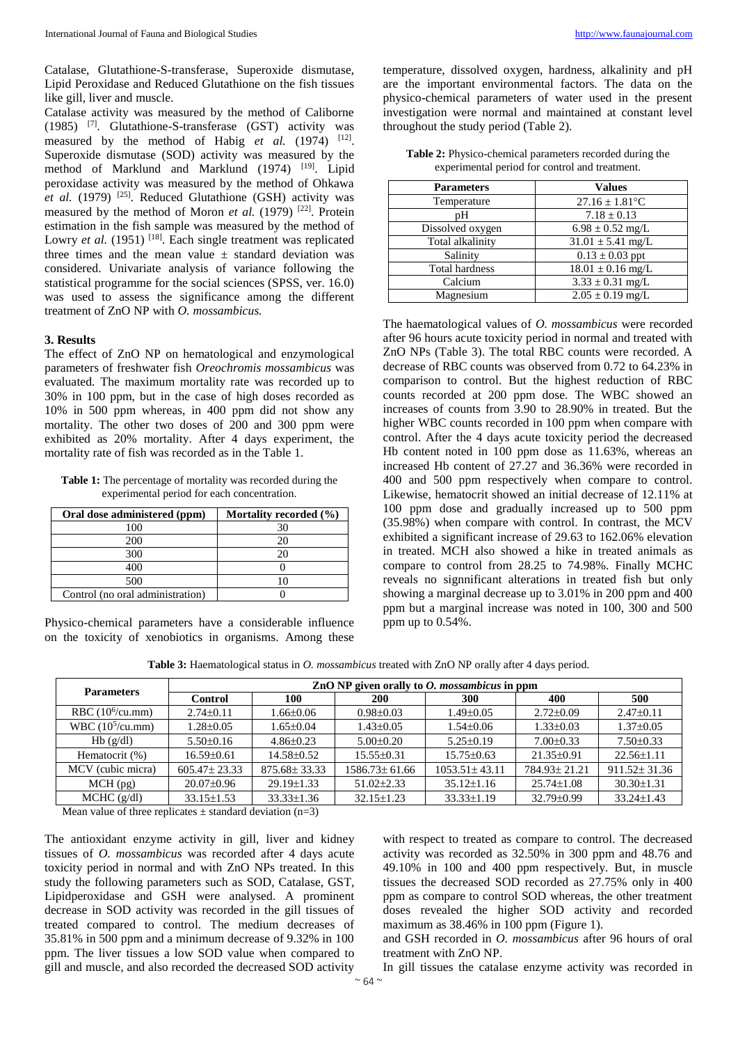Catalase, Glutathione-S-transferase, Superoxide dismutase, Lipid Peroxidase and Reduced Glutathione on the fish tissues like gill, liver and muscle.

Catalase activity was measured by the method of Caliborne (1985) [7]. Glutathione-S-transferase (GST) activity was measured by the method of Habig *et al.* (1974) [12]. Superoxide dismutase (SOD) activity was measured by the method of Marklund and Marklund (1974) [19]. Lipid peroxidase activity was measured by the method of Ohkawa *et al.* (1979) [25]. Reduced Glutathione (GSH) activity was measured by the method of Moron *et al.* (1979) [22]. Protein estimation in the fish sample was measured by the method of Lowry *et al.* (1951) [18]. Each single treatment was replicated three times and the mean value ± standard deviation was considered. Univariate analysis of variance following the statistical programme for the social sciences (SPSS, ver. 16.0) was used to assess the significance among the different treatment of ZnO NP with *O. mossambicus.*

## 3. Results

The effect of ZnO NP on hematological and enzymological parameters of freshwater fish *Oreochromis mossambicus* was evaluated. The maximum mortality rate was recorded up to 30% in 100 ppm, but in the case of high doses recorded as 10% in 500 ppm whereas, in 400 ppm did not show any mortality. The other two doses of 200 and 300 ppm were exhibited as 20% mortality. After 4 days experiment, the mortality rate of fish was recorded as in the Table 1.

**Table 1:** The percentage of mortality was recorded during the experimental period for each concentration.

| Oral dose administered (ppm) | Mortality recorded (%) |
|---|---|
| 100 | 30 |
| 200 | 20 |
| 300 | 20 |
| 400 | 0 |
| 500 | 10 |
| Control (no oral administration) | 0 |

Physico-chemical parameters have a considerable influence on the toxicity of xenobiotics in organisms. Among these temperature, dissolved oxygen, hardness, alkalinity and pH are the important environmental factors. The data on the physico-chemical parameters of water used in the present investigation were normal and maintained at constant level throughout the study period (Table 2).

**Table 2:** Physico-chemical parameters recorded during the experimental period for control and treatment.

| Parameters | Values |
|---|---|
| Temperature | 27.16 ± 1.81°C |
| pH | 7.18 ± 0.13 |
| Dissolved oxygen | 6.98 ± 0.52 mg/L |
| Total alkalinity | 31.01 ± 5.41 mg/L |
| Salinity | 0.13 ± 0.03 ppt |
| Total hardness | 18.01 ± 0.16 mg/L |
| Calcium | 3.33 ± 0.31 mg/L |
| Magnesium | 2.05 ± 0.19 mg/L |

The haematological values of *O. mossambicus* were recorded after 96 hours acute toxicity period in normal and treated with ZnO NPs (Table 3). The total RBC counts were recorded. A decrease of RBC counts was observed from 0.72 to 64.23% in comparison to control. But the highest reduction of RBC counts recorded at 200 ppm dose. The WBC showed an increases of counts from 3.90 to 28.90% in treated. But the higher WBC counts recorded in 100 ppm when compare with control. After the 4 days acute toxicity period the decreased Hb content noted in 100 ppm dose as 11.63%, whereas an increased Hb content of 27.27 and 36.36% were recorded in 400 and 500 ppm respectively when compare to control. Likewise, hematocrit showed an initial decrease of 12.11% at 100 ppm dose and gradually increased up to 500 ppm (35.98%) when compare with control. In contrast, the MCV exhibited a significant increase of 29.63 to 162.06% elevation in treated. MCH also showed a hike in treated animals as compare to control from 28.25 to 74.98%. Finally MCHC reveals no signnificant alterations in treated fish but only showing a marginal decrease up to 3.01% in 200 ppm and 400 ppm but a marginal increase was noted in 100, 300 and 500 ppm up to 0.54%.

**Table 3:** Haematological status in *O. mossambicus* treated with ZnO NP orally after 4 days period.

| Parameters | ZnO NP given orally to *O. mossambicus* in ppm | | | | | |
|---|---|---|---|---|---|---|
| | **Control** | **100** | **200** | **300** | **400** | **500** |
| RBC ($10^6$/cu.mm) | 2.74±0.11 | 1.66±0.06 | 0.98±0.03 | 1.49±0.05 | 2.72±0.09 | 2.47±0.11 |
| WBC ($10^5$/cu.mm) | 1.28±0.05 | 1.65±0.04 | 1.43±0.05 | 1.54±0.06 | 1.33±0.03 | 1.37±0.05 |
| Hb (g/dl) | 5.50±0.16 | 4.86±0.23 | 5.00±0.20 | 5.25±0.19 | 7.00±0.33 | 7.50±0.33 |
| Hematocrit (%) | 16.59±0.61 | 14.58±0.52 | 15.55±0.31 | 15.75±0.63 | 21.35±0.91 | 22.56±1.11 |
| MCV (cubic micra) | 605.47± 23.33 | 875.68± 33.33 | 1586.73± 61.66 | 1053.51± 43.11 | 784.93± 21.21 | 911.52± 31.36 |
| MCH (pg) | 20.07±0.96 | 29.19±1.33 | 51.02±2.33 | 35.12±1.16 | 25.74±1.08 | 30.30±1.31 |
| MCHC (g/dl) | 33.15±1.53 | 33.33±1.36 | 32.15±1.23 | 33.33±1.19 | 32.79±0.99 | 33.24±1.43 |

Mean value of three replicates ± standard deviation (n=3)

The antioxidant enzyme activity in gill, liver and kidney tissues of *O. mossambicus* was recorded after 4 days acute toxicity period in normal and with ZnO NPs treated. In this study the following parameters such as SOD, Catalase, GST, Lipidperoxidase and GSH were analysed. A prominent decrease in SOD activity was recorded in the gill tissues of treated compared to control. The medium decreases of 35.81% in 500 ppm and a minimum decrease of 9.32% in 100 ppm. The liver tissues a low SOD value when compared to gill and muscle, and also recorded the decreased SOD activity with respect to treated as compare to control. The decreased activity was recorded as 32.50% in 300 ppm and 48.76 and 49.10% in 100 and 400 ppm respectively. But, in muscle tissues the decreased SOD recorded as 27.75% only in 400 ppm as compare to control SOD whereas, the other treatment doses revealed the higher SOD activity and recorded maximum as 38.46% in 100 ppm (Figure 1).

and GSH recorded in *O. mossambicus* after 96 hours of oral treatment with ZnO NP.

In gill tissues the catalase enzyme activity was recorded in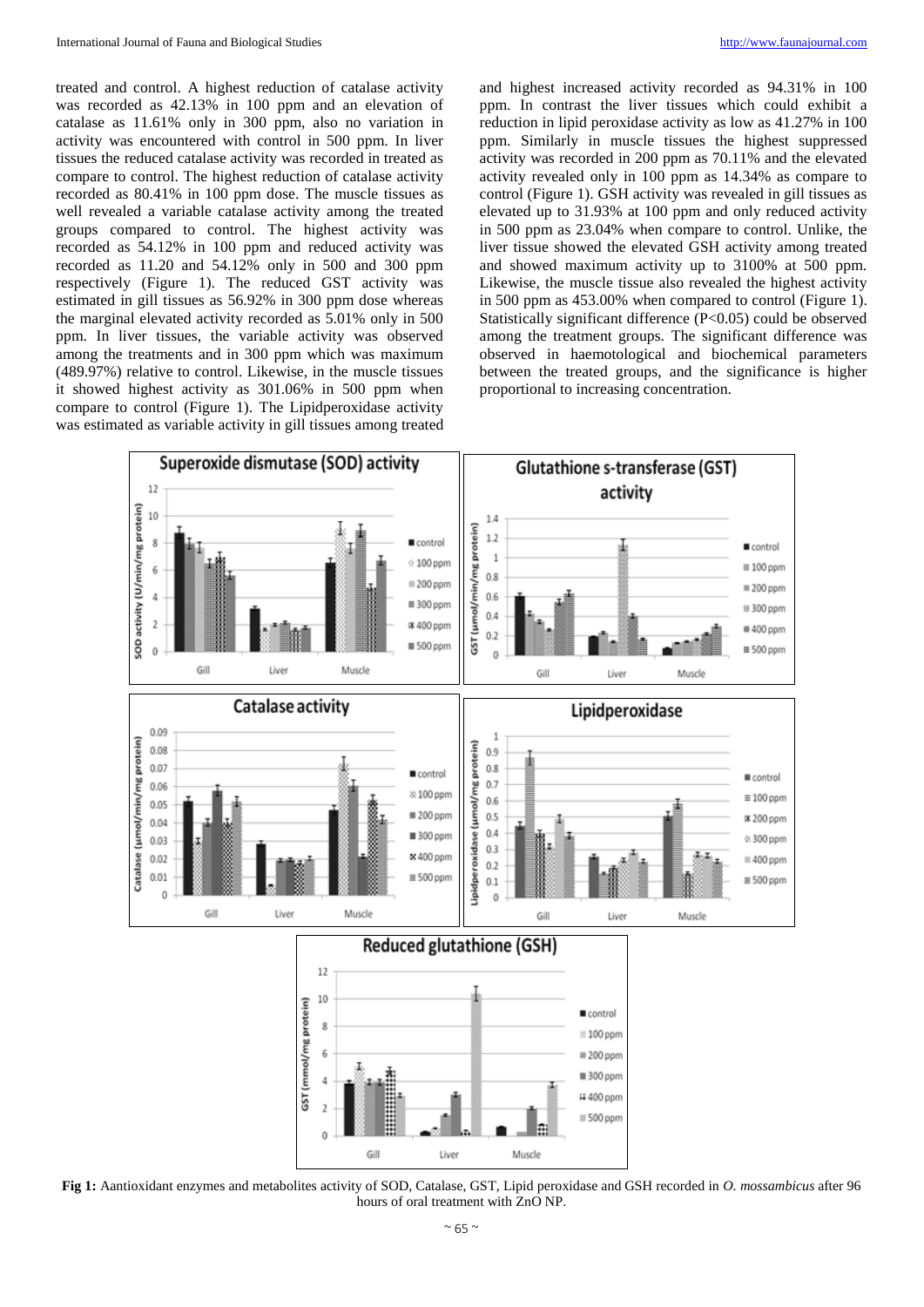treated and control. A highest reduction of catalase activity was recorded as 42.13% in 100 ppm and an elevation of catalase as 11.61% only in 300 ppm, also no variation in activity was encountered with control in 500 ppm. In liver tissues the reduced catalase activity was recorded in treated as compare to control. The highest reduction of catalase activity recorded as 80.41% in 100 ppm dose. The muscle tissues as well revealed a variable catalase activity among the treated groups compared to control. The highest activity was recorded as 54.12% in 100 ppm and reduced activity was recorded as 11.20 and 54.12% only in 500 and 300 ppm respectively (Figure 1). The reduced GST activity was estimated in gill tissues as 56.92% in 300 ppm dose whereas the marginal elevated activity recorded as 5.01% only in 500 ppm. In liver tissues, the variable activity was observed among the treatments and in 300 ppm which was maximum (489.97%) relative to control. Likewise, in the muscle tissues it showed highest activity as 301.06% in 500 ppm when compare to control (Figure 1). The Lipidperoxidase activity was estimated as variable activity in gill tissues among treated and highest increased activity recorded as 94.31% in 100 ppm. In contrast the liver tissues which could exhibit a reduction in lipid peroxidase activity as low as 41.27% in 100 ppm. Similarly in muscle tissues the highest suppressed activity was recorded in 200 ppm as 70.11% and the elevated activity recorded only in 100 ppm as 14.34% as compare to control (Figure 1). GSH activity was revealed in gill tissues as elevated up to 31.93% at 100 ppm and only reduced activity in 500 ppm as 23.04% when compare to control. Unlike, the liver tissue showed the elevated GSH activity among treated and showed maximum activity up to 3100% at 500 ppm. Likewise, the muscle tissue also revealed the highest activity in 500 ppm as 453.00% when compared to control (Figure 1). Statistically significant difference ($P<0.05$) could be observed among the treatment groups. The significant difference was observed in haematological and biochemical parameters between the treated groups, and the significance is higher proportional to increasing concentration.

**Fig 1:** Aantioxidant enzymes and metabolites activity of SOD, Catalase, GST, Lipid peroxidase and GSH recorded in *O. mossambicus* after 96 hours of oral treatment with ZnO NP.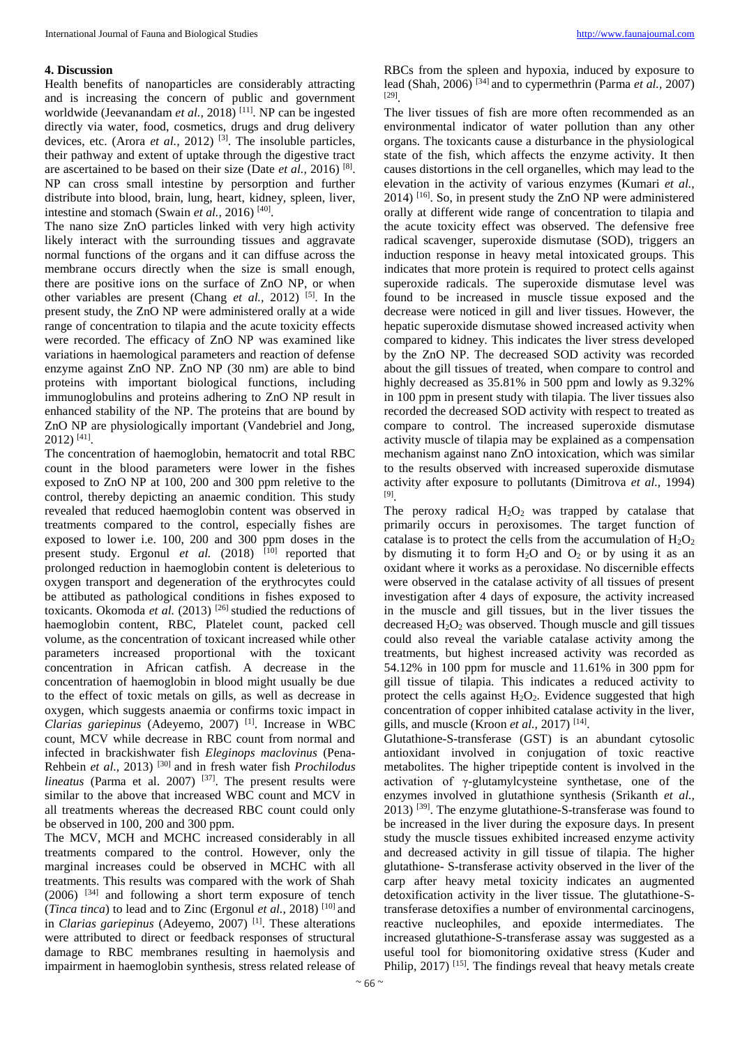## 4. Discussion

Health benefits of nanoparticles are considerably attracting and is increasing the concern of public and government worldwide (Jeevanandam *et al.,* 2018) [11]. NP can be ingested directly via water, food, cosmetics, drugs and drug delivery devices, etc. (Arora *et al.,* 2012) [3]. The insoluble particles, their pathway and extent of uptake through the digestive tract are ascertained to be based on their size (Date *et al.,* 2016) [8]. NP can cross small intestine by persorption and further distribute into blood, brain, lung, heart, kidney, spleen, liver, intestine and stomach (Swain *et al.,* 2016) [40].

The nano size ZnO particles linked with very high activity likely interact with the surrounding tissues and aggravate normal functions of the organs and it can diffuse across the membrane occurs directly when the size is small enough, there are positive ions on the surface of ZnO NP, or when other variables are present (Chang *et al.,* 2012) [5]. In the present study, the ZnO NP were administered orally at a wide range of concentration to tilapia and the acute toxicity effects were recorded. The efficacy of ZnO NP was examined like variations in haemological parameters and reaction of defense enzyme against ZnO NP. ZnO NP (30 nm) are able to bind proteins with important biological functions, including immunoglobulins and proteins adhering to ZnO NP result in enhanced stability of the NP. The proteins that are bound by ZnO NP are physiologically important (Vandebriel and Jong, 2012) [41].

The concentration of haemoglobin, hematocrit and total RBC count in the blood parameters were lower in the fishes exposed to ZnO NP at 100, 200 and 300 ppm reletive to the control, thereby depicting an anaemic condition. This study revealed that reduced haemoglobin content was observed in treatments compared to the control, especially fishes are exposed to lower i.e. 100, 200 and 300 ppm doses in the present study. Ergonul *et al.* (2018) [10] reported that prolonged reduction in haemoglobin content is deleterious to oxygen transport and degeneration of the erythrocytes could be attibuted as pathological conditions in fishes exposed to toxicants. Okomoda *et al.* (2013) [26] studied the reductions of haemoglobin content, RBC, Platelet count, packed cell volume, as the concentration of toxicant increased while other parameters increased proportional with the toxicant concentration in African catfish. A decrease in the concentration of haemoglobin in blood might usually be due to the effect of toxic metals on gills, as well as decrease in oxygen, which suggests anaemia or confirms toxic impact in *Clarias gariepinus* (Adeyemo, 2007) [1]. Increase in WBC count, MCV while decrease in RBC count from normal and infected in brackishwater fish *Eleginops maclovinus* (Pena-Rehbein *et al.,* 2013) [30] and in fresh water fish *Prochilodus lineatus* (Parma et al. 2007) [37]. The present results were similar to the above that increased WBC count and MCV in all treatments whereas the decreased RBC count could only be observed in 100, 200 and 300 ppm.

The MCV, MCH and MCHC increased considerably in all treatments compared to the control. However, only the marginal increases could be observed in MCHC with all treatments. This results was compared with the work of Shah (2006) [34] and following a short term exposure of tench (*Tinca tinca*) to lead and to Zinc (Ergonul *et al.,* 2018) [10] and in *Clarias gariepinus* (Adeyemo, 2007) [1]. These alterations were attributed to direct or feedback responses of structural damage to RBC membranes resulting in haemolysis and impairment in haemoglobin synthesis, stress related release of RBCs from the spleen and hypoxia, induced by exposure to lead (Shah, 2006) [34] and to cypermethrin (Parma *et al.,* 2007) [29].

The liver tissues of fish are more often recommended as an environmental indicator of water pollution than any other organs. The toxicants cause a disturbance in the physiological state of the fish, which affects the enzyme activity. It then causes distortions in the cell organelles, which may lead to the elevation in the activity of various enzymes (Kumari *et al.,* 2014) [16]. So, in present study the ZnO NP were administered orally at different wide range of concentration to tilapia and the acute toxicity effect was observed. The defensive free radical scavenger, superoxide dismutase (SOD), triggers an induction response in heavy metal intoxicated groups. This indicates that more protein is required to protect cells against superoxide radicals. The superoxide dismutase level was found to be increased in muscle tissue exposed and the decrease were noticed in gill and liver tissues. However, the hepatic superoxide dismutase showed increased activity when compared to kidney. This indicates the liver stress developed by the ZnO NP. The decreased SOD activity was recorded about the gill tissues of treated, when compare to control and highly decreased as 35.81% in 500 ppm and lowly as 9.32% in 100 ppm in present study with tilapia. The liver tissues also recorded the decreased SOD activity with respect to treated as compare to control. The increased superoxide dismutase activity muscle of tilapia may be explained as a compensation mechanism against nano ZnO intoxication, which was similar to the results observed with increased superoxide dismutase activity after exposure to pollutants (Dimitrova *et al.,* 1994) [9].

The peroxy radical $H_2O_2$ was trapped by catalase that primarily occurs in peroxisomes. The target function of catalase is to protect the cells from the accumulation of $H_2O_2$ by dismuting it to form $H_2O$ and $O_2$ or by using it as an oxidant where it works as a peroxidase. No discernible effects were observed in the catalase activity of all tissues of present investigation after 4 days of exposure, the activity increased in the muscle and gill tissues, but in the liver tissues the decreased $H_2O_2$ was observed. Though muscle and gill tissues could also reveal the variable catalase activity among the treatments, but highest increased activity was recorded as 54.12% in 100 ppm for muscle and 11.61% in 300 ppm for gill tissue of tilapia. This indicates a reduced activity to protect the cells against $H_2O_2$. Evidence suggested that high concentration of copper inhibited catalase activity in the liver, gills, and muscle (Kroon *et al.,* 2017) [14].

Glutathione-S-transferase (GST) is an abundant cytosolic antioxidant involved in conjugation of toxic reactive metabolites. The higher tripeptide content is involved in the activation of γ-glutamylcysteine synthetase, one of the enzymes involved in glutathione synthesis (Srikanth *et al.,* 2013) [39]. The enzyme glutathione-S-transferase was found to be increased in the liver during the exposure days. In present study the muscle tissues exhibited increased enzyme activity and decreased activity in gill tissue of tilapia. The higher glutathione- S-transferase activity observed in the liver of the carp after heavy metal toxicity indicates an augmented detoxification activity in the liver tissue. The glutathione-S-transferase detoxifies a number of environmental carcinogens, reactive nucleophiles, and epoxide intermediates. The increased glutathione-S-transferase assay was suggested as a useful tool for biomonitoring oxidative stress (Kuder and Philip, 2017) [15]. The findings reveal that heavy metals create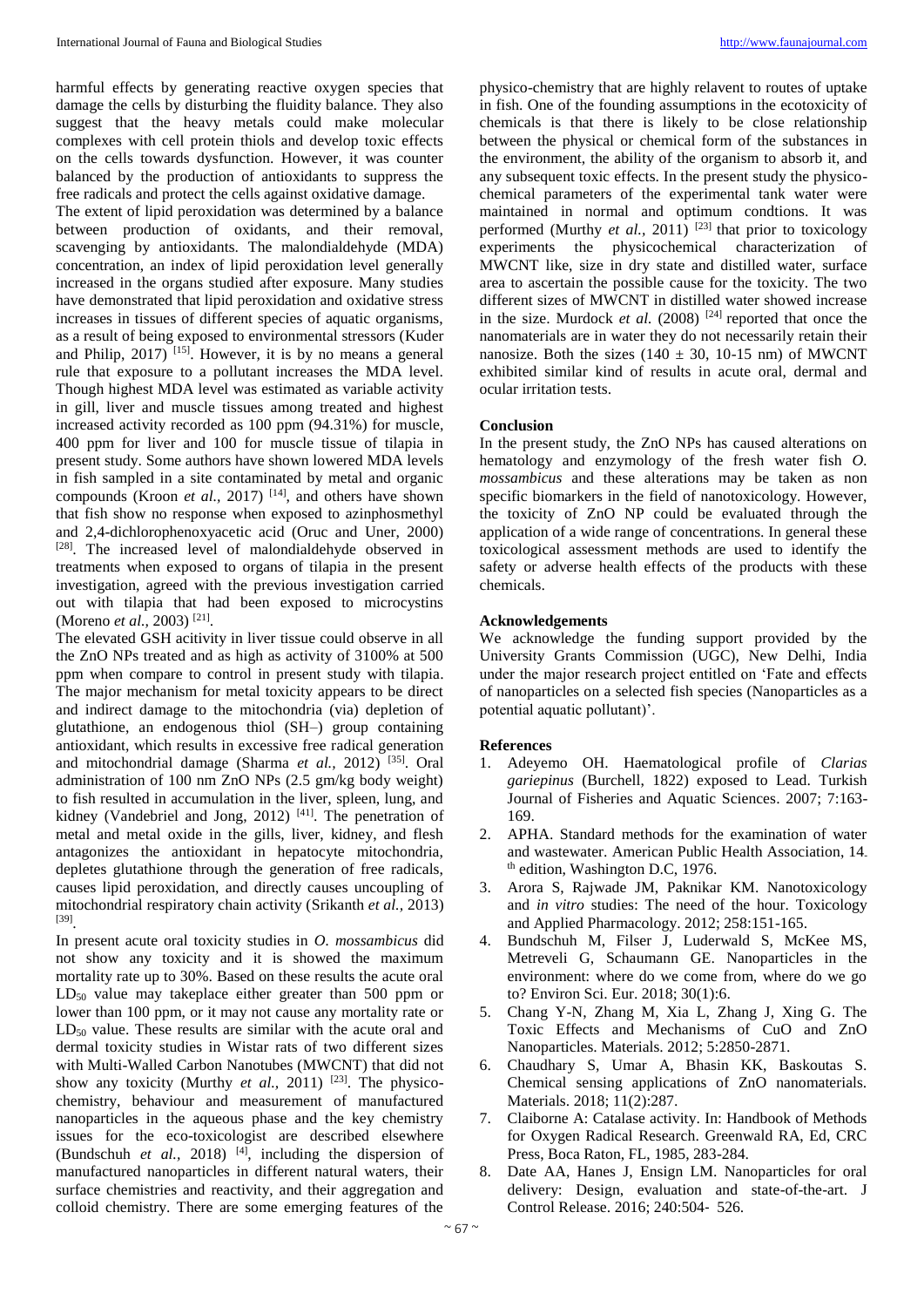harmful effects by generating reactive oxygen species that damage the cells by disturbing the fluidity balance. They also suggest that the heavy metals could make molecular complexes with cell protein thiols and develop toxic effects on the cells towards dysfunction. However, it was counter balanced by the production of antioxidants to suppress the free radicals and protect the cells against oxidative damage.

The extent of lipid peroxidation was determined by a balance between production of oxidants, and their removal, scavenging by antioxidants. The malondialdehyde (MDA) concentration, an index of lipid peroxidation level generally increased in the organs studied after exposure. Many studies have demonstrated that lipid peroxidation and oxidative stress increases in tissues of different species of aquatic organisms, as a result of being exposed to environmental stressors (Kuder and Philip, 2017) [15]. However, it is by no means a general rule that exposure to a pollutant increases the MDA level. Though highest MDA level was estimated as variable activity in gill, liver and muscle tissues among treated and highest increased activity recorded as 100 ppm (94.31%) for muscle, 400 ppm for liver and 100 for muscle tissue of tilapia in present study. Some authors have shown lowered MDA levels in fish sampled in a site contaminated by metal and organic compounds (Kroon *et al.,* 2017) [14], and others have shown that fish show no response when exposed to azinphosmethyl and 2,4-dichlorophenoxyacetic acid (Oruc and Uner, 2000) [28]. The increased level of malondialdehyde observed in treatments when exposed to organs of tilapia in the present investigation, agreed with the previous investigation carried out with tilapia that had been exposed to microcystins (Moreno *et al.,* 2003) [21].

The elevated GSH acitivity in liver tissue could observe in all the ZnO NPs treated and as high as activity of 3100% at 500 ppm when compare to control in present study with tilapia. The major mechanism for metal toxicity appears to be direct and indirect damage to the mitochondria (via) depletion of glutathione, an endogenous thiol (SH–) group containing antioxidant, which results in excessive free radical generation and mitochondrial damage (Sharma *et al.,* 2012) [35]. Oral administration of 100 nm ZnO NPs (2.5 gm/kg body weight) to fish resulted in accumulation in the liver, spleen, lung, and kidney (Vandebriel and Jong, 2012) [41]. The penetration of metal and metal oxide in the gills, liver, kidney, and flesh antagonizes the antioxidant in hepatocyte mitochondria, depletes glutathione through the generation of free radicals, causes lipid peroxidation, and directly causes uncoupling of mitochondrial respiratory chain activity (Srikanth *et al.,* 2013) [39].

In present acute oral toxicity studies in *O. mossambicus* did not show any toxicity and it is showed the maximum mortality rate up to 30%. Based on these results the acute oral $LD_{50}$ value may takeplace either greater than 500 ppm or lower than 100 ppm, or it may not cause any mortality rate or $LD_{50}$ value. These results are similar with the acute oral and dermal toxicity studies in Wistar rats of two different sizes with Multi-Walled Carbon Nanotubes (MWCNT) that did not show any toxicity (Murthy *et al.,* 2011) [23]. The physico-chemistry, behaviour and measurement of manufactured nanoparticles in the aqueous phase and the key chemistry issues for the eco-toxicologist are described elsewhere (Bundschuh *et al.,* 2018) [4], including the dispersion of manufactured nanoparticles in different natural waters, their surface chemistries and reactivity, and their aggregation and colloid chemistry. There are some emerging features of the physico-chemistry that are highly relavent to routes of uptake in fish. One of the founding assumptions in the ecotoxicity of chemicals is that there is likely to be close relationship between the physical or chemical form of the substances in the environment, the ability of the organism to absorb it, and any subsequent toxic effects. In the present study the physico-chemical parameters of the experimental tank water were maintained in normal and optimum condtions. It was performed (Murthy *et al.,* 2011) [23] that prior to toxicology experiments the physicochemical characterization of MWCNT like, size in dry state and distilled water, surface area to ascertain the possible cause for the toxicity. The two different sizes of MWCNT in distilled water showed increase in the size. Murdock *et al.* (2008) [24] reported that once the nanomaterials are in water they do not necessarily retain their nanosize. Both the sizes ($140 \pm 30$, 10-15 nm) of MWCNT exhibited similar kind of results in acute oral, dermal and ocular irritation tests.

## Conclusion

In the present study, the ZnO NPs has caused alterations on hematology and enzymology of the fresh water fish *O. mossambicus* and these alterations may be taken as non specific biomarkers in the field of nanotoxicology. However, the toxicity of ZnO NP could be evaluated through the application of a wide range of concentrations. In general these toxicological assessment methods are used to identify the safety or adverse health effects of the products with these chemicals.

## Acknowledgements

We acknowledge the funding support provided by the University Grants Commission (UGC), New Delhi, India under the major research project entitled on 'Fate and effects of nanoparticles on a selected fish species (Nanoparticles as a potential aquatic pollutant)'.

## References

1. Adeyemo OH. Haematological profile of *Clarias gariepinus* (Burchell, 1822) exposed to Lead. Turkish Journal of Fisheries and Aquatic Sciences. 2007; 7:163-169.
2. APHA. Standard methods for the examination of water and wastewater. American Public Health Association, 14th edition, Washington D.C, 1976.
3. Arora S, Rajwade JM, Paknikar KM. Nanotoxicology and *in vitro* studies: The need of the hour. Toxicology and Applied Pharmacology. 2012; 258:151-165.
4. Bundschuh M, Filser J, Luderwald S, McKee MS, Metreveli G, Schaumann GE. Nanoparticles in the environment: where do we come from, where do we go to? Environ Sci. Eur. 2018; 30(1):6.
5. Chang Y-N, Zhang M, Xia L, Zhang J, Xing G. The Toxic Effects and Mechanisms of CuO and ZnO Nanoparticles. Materials. 2012; 5:2850-2871.
6. Chaudhary S, Umar A, Bhasin KK, Baskoutas S. Chemical sensing applications of ZnO nanomaterials. Materials. 2018; 11(2):287.
7. Claiborne A: Catalase activity. In: Handbook of Methods for Oxygen Radical Research. Greenwald RA, Ed, CRC Press, Boca Raton, FL, 1985, 283-284.
8. Date AA, Hanes J, Ensign LM. Nanoparticles for oral delivery: Design, evaluation and state-of-the-art. J Control Release. 2016; 240:504- 526.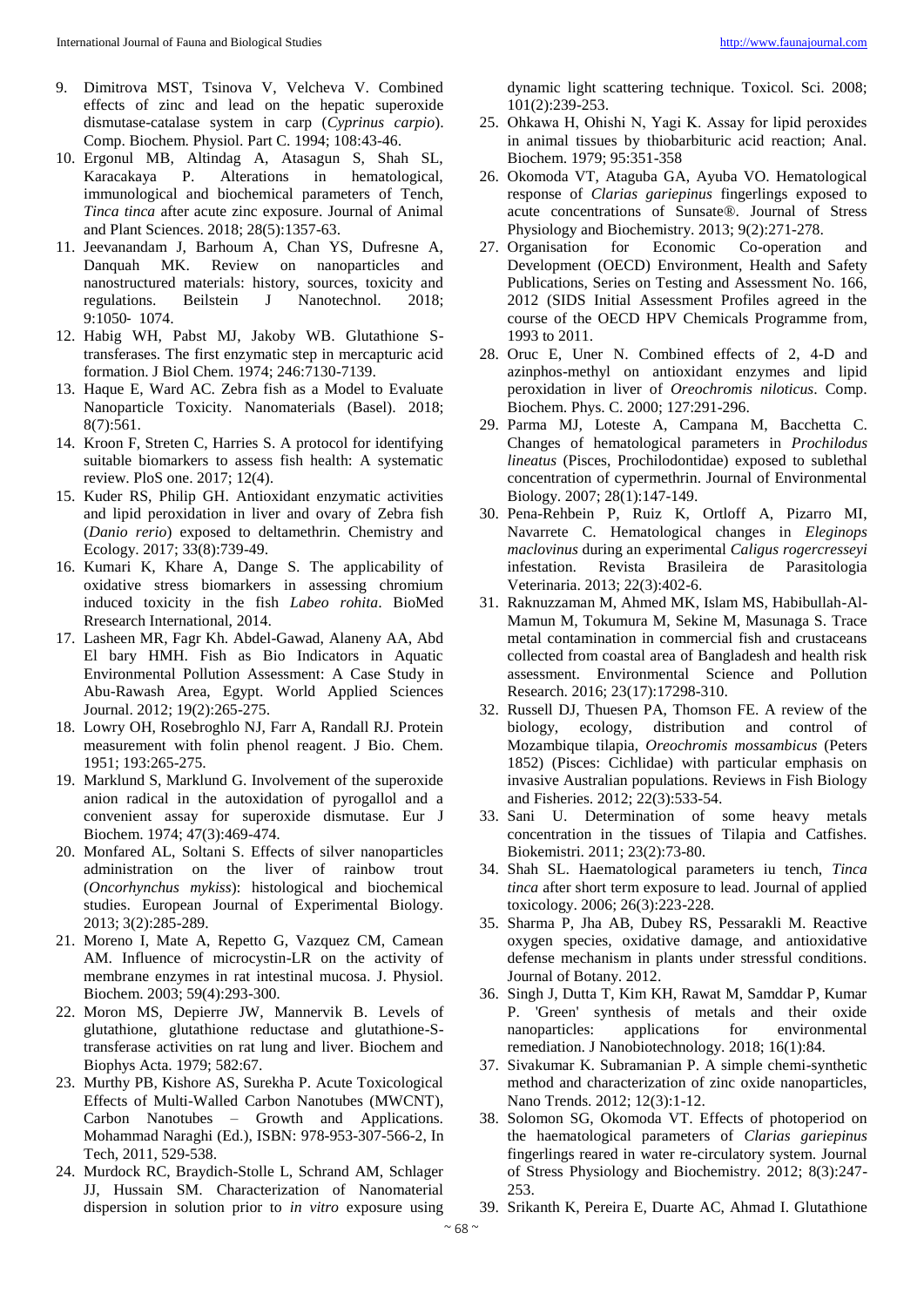9. Dimitrova MST, Tsinova V, Velcheva V. Combined effects of zinc and lead on the hepatic superoxide dismutase-catalase system in carp (*Cyprinus carpio*). Comp. Biochem. Physiol. Part C. 1994; 108:43-46.
10. Ergonul MB, Altindag A, Atasagun S, Shah SL, Karacakaya P. Alterations in hematological, immunological and biochemical parameters of Tench, *Tinca tinca* after acute zinc exposure. Journal of Animal and Plant Sciences. 2018; 28(5):1357-63.
11. Jeevanandam J, Barhoum A, Chan YS, Dufresne A, Danquah MK. Review on nanoparticles and nanostructured materials: history, sources, toxicity and regulations. Beilstein J Nanotechnol. 2018; 9:1050- 1074.
12. Habig WH, Pabst MJ, Jakoby WB. Glutathione S-transferases. The first enzymatic step in mercapturic acid formation. J Biol Chem. 1974; 246:7130-7139.
13. Haque E, Ward AC. Zebra fish as a Model to Evaluate Nanoparticle Toxicity. Nanomaterials (Basel). 2018; 8(7):561.
14. Kroon F, Streten C, Harries S. A protocol for identifying suitable biomarkers to assess fish health: A systematic review. PloS one. 2017; 12(4).
15. Kuder RS, Philip GH. Antioxidant enzymatic activities and lipid peroxidation in liver and ovary of Zebra fish (*Danio rerio*) exposed to deltamethrin. Chemistry and Ecology. 2017; 33(8):739-49.
16. Kumari K, Khare A, Dange S. The applicability of oxidative stress biomarkers in assessing chromium induced toxicity in the fish *Labeo rohita*. BioMed Rresearch International, 2014.
17. Lasheen MR, Fagr Kh. Abdel-Gawad, Alaneny AA, Abd El bary HMH. Fish as Bio Indicators in Aquatic Environmental Pollution Assessment: A Case Study in Abu-Rawash Area, Egypt. World Applied Sciences Journal. 2012; 19(2):265-275.
18. Lowry OH, Rosebroghlo NJ, Farr A, Randall RJ. Protein measurement with folin phenol reagent. J Bio. Chem. 1951; 193:265-275.
19. Marklund S, Marklund G. Involvement of the superoxide anion radical in the autoxidation of pyrogallol and a convenient assay for superoxide dismutase. Eur J Biochem. 1974; 47(3):469-474.
20. Monfared AL, Soltani S. Effects of silver nanoparticles administration on the liver of rainbow trout (*Oncorhynchus mykiss*): histological and biochemical studies. European Journal of Experimental Biology. 2013; 3(2):285-289.
21. Moreno I, Mate A, Repetto G, Vazquez CM, Camean AM. Influence of microcystin-LR on the activity of membrane enzymes in rat intestinal mucosa. J. Physiol. Biochem. 2003; 59(4):293-300.
22. Moron MS, Depierre JW, Mannervik B. Levels of glutathione, glutathione reductase and glutathione-S-transferase activities on rat lung and liver. Biochem and Biophys Acta. 1979; 582:67.
23. Murthy PB, Kishore AS, Surekha P. Acute Toxicological Effects of Multi-Walled Carbon Nanotubes (MWCNT), Carbon Nanotubes – Growth and Applications. Mohammad Naraghi (Ed.), ISBN: 978-953-307-566-2, In Tech, 2011, 529-538.
24. Murdock RC, Braydich-Stolle L, Schrand AM, Schlager JJ, Hussain SM. Characterization of Nanomaterial dispersion in solution prior to *in vitro* exposure using dynamic light scattering technique. Toxicol. Sci. 2008; 101(2):239-253.
25. Ohkawa H, Ohishi N, Yagi K. Assay for lipid peroxides in animal tissues by thiobarbituric acid reaction; Anal. Biochem. 1979; 95:351-358
26. Okomoda VT, Ataguba GA, Ayuba VO. Hematological response of *Clarias gariepinus* fingerlings exposed to acute concentrations of Sunsate®. Journal of Stress Physiology and Biochemistry. 2013; 9(2):271-278.
27. Organisation for Economic Co-operation and Development (OECD) Environment, Health and Safety Publications, Series on Testing and Assessment No. 166, 2012 (SIDS Initial Assessment Profiles agreed in the course of the OECD HPV Chemicals Programme from, 1993 to 2011.
28. Oruc E, Uner N. Combined effects of 2, 4-D and azinphos-methyl on antioxidant enzymes and lipid peroxidation in liver of *Oreochromis niloticus*. Comp. Biochem. Phys. C. 2000; 127:291-296.
29. Parma MJ, Loteste A, Campana M, Bacchetta C. Changes of hematological parameters in *Prochilodus lineatus* (Pisces, Prochilodontidae) exposed to sublethal concentration of cypermethrin. Journal of Environmental Biology. 2007; 28(1):147-149.
30. Pena-Rehbein P, Ruiz K, Ortloff A, Pizarro MI, Navarrete C. Hematological changes in *Eleginops maclovinus* during an experimental *Caligus rogercresseyi* infestation. Revista Brasileira de Parasitologia Veterinaria. 2013; 22(3):402-6.
31. Raknuzzaman M, Ahmed MK, Islam MS, Habibullah-Al-Mamun M, Tokumura M, Sekine M, Masunaga S. Trace metal contamination in commercial fish and crustaceans collected from coastal area of Bangladesh and health risk assessment. Environmental Science and Pollution Research. 2016; 23(17):17298-310.
32. Russell DJ, Thuesen PA, Thomson FE. A review of the biology, ecology, distribution and control of Mozambique tilapia, *Oreochromis mossambicus* (Peters 1852) (Pisces: Cichlidae) with particular emphasis on invasive Australian populations. Reviews in Fish Biology and Fisheries. 2012; 22(3):533-54.
33. Sani U. Determination of some heavy metals concentration in the tissues of Tilapia and Catfishes. Biokemistri. 2011; 23(2):73-80.
34. Shah SL. Haematological parameters iu tench, *Tinca tinca* after short term exposure to lead. Journal of applied toxicology. 2006; 26(3):223-228.
35. Sharma P, Jha AB, Dubey RS, Pessarakli M. Reactive oxygen species, oxidative damage, and antioxidative defense mechanism in plants under stressful conditions. Journal of Botany. 2012.
36. Singh J, Dutta T, Kim KH, Rawat M, Samddar P, Kumar P. 'Green' synthesis of metals and their oxide nanoparticles: applications for environmental remediation. J Nanobiotechnology. 2018; 16(1):84.
37. Sivakumar K. Subramanian P. A simple chemi-synthetic method and characterization of zinc oxide nanoparticles, Nano Trends. 2012; 12(3):1-12.
38. Solomon SG, Okomoda VT. Effects of photoperiod on the haematological parameters of *Clarias gariepinus* fingerlings reared in water re-circulatory system. Journal of Stress Physiology and Biochemistry. 2012; 8(3):247-253.
39. Srikanth K, Pereira E, Duarte AC, Ahmad I. Glutathione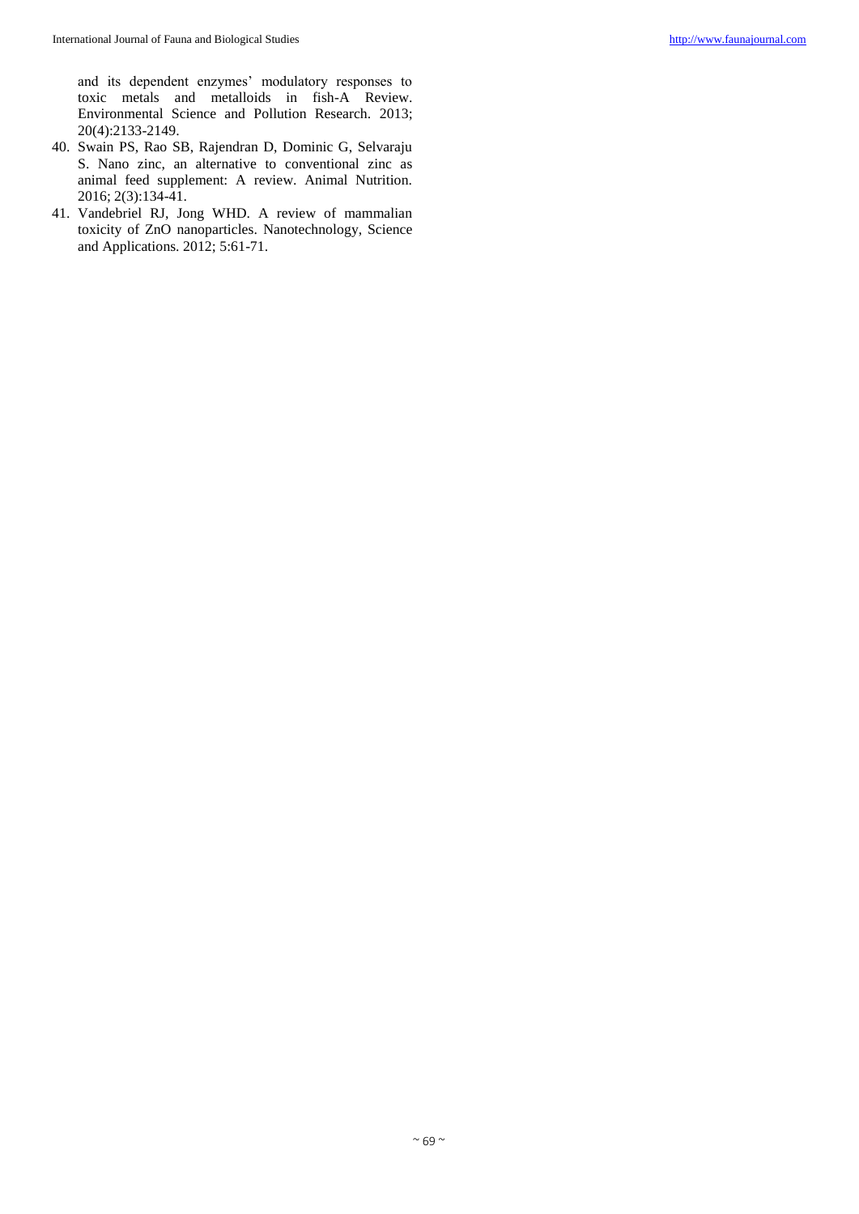and its dependent enzymes' modulatory responses to toxic metals and metalloids in fish-A Review. Environmental Science and Pollution Research. 2013; 20(4):2133-2149.

40. Swain PS, Rao SB, Rajendran D, Dominic G, Selvaraju S. Nano zinc, an alternative to conventional zinc as animal feed supplement: A review. Animal Nutrition. 2016; 2(3):134-41.
41. Vandebriel RJ, Jong WHD. A review of mammalian toxicity of ZnO nanoparticles. Nanotechnology, Science and Applications. 2012; 5:61-71.